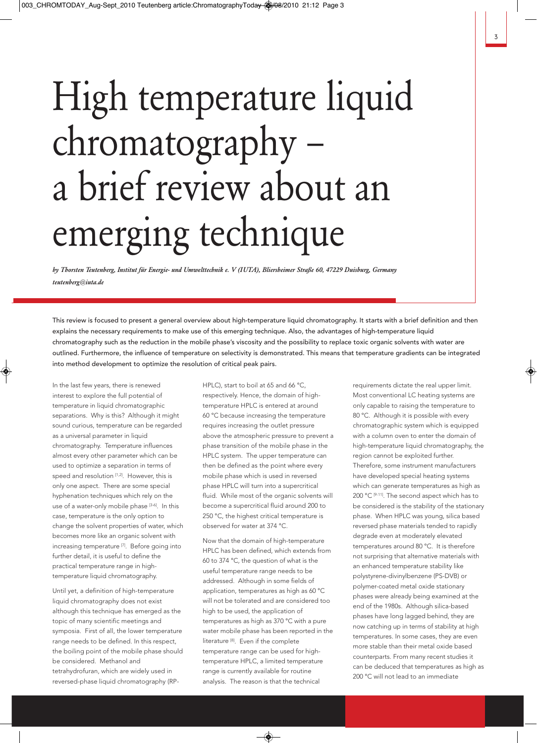# High temperature liquid chromatography – a brief review about an emerging technique

*by Thorsten Teutenberg, Institut für Energie- und Umwelttechnik e. V (IUTA), Bliersheimer Straße 60, 47229 Duisburg, Germany*
*teutenberg@iuta.de*

This review is focused to present a general overview about high-temperature liquid chromatography. It starts with a brief definition and then explains the necessary requirements to make use of this emerging technique. Also, the advantages of high-temperature liquid chromatography such as the reduction in the mobile phase's viscosity and the possibility to replace toxic organic solvents with water are outlined. Furthermore, the influence of temperature on selectivity is demonstrated. This means that temperature gradients can be integrated into method development to optimize the resolution of critical peak pairs.

In the last few years, there is renewed interest to explore the full potential of temperature in liquid chromatography separations. Why is this? Although it might sound curious, temperature can be regarded as a universal parameter in liquid chromatography. Temperature influences almost every other parameter which can be used to optimize a separation in terms of speed and resolution [1,2]. However, this is only one aspect. There are some special hyphenation techniques which rely on the use of a water-only mobile phase [3-6]. In this case, temperature is the only option to change the solvent properties of water, which becomes more like an organic solvent with increasing temperature [7]. Before going into further detail, it is useful to define the practical temperature range in high-temperature liquid chromatography.

Until yet, a definition of high-temperature liquid chromatography does not exist although this technique has emerged as the topic of many scientific meetings and symposia. First of all, the lower temperature range needs to be defined. In this respect, the boiling point of the mobile phase should be considered. Methanol and tetrahydrofuran, which are widely used in reversed-phase liquid chromatography (RP-HPLC), start to boil at 65 and 66 °C, respectively. Hence, the domain of high-temperature HPLC is entered at around 60 °C because increasing the temperature requires increasing the outlet pressure above the atmospheric pressure to prevent a phase transition of the mobile phase in the HPLC system. The upper temperature can then be defined as the point where every mobile phase which is used in reversed phase HPLC will turn into a supercritical fluid. While most of the organic solvents will become a supercritical fluid around 200 to 250 °C, the highest critical temperature is observed for water at 374 °C.

Now that the domain of high-temperature HPLC has been defined, which extends from 60 to 374 °C, the question of what is the useful temperature range needs to be addressed. Although in some fields of application, temperatures as high as 60 °C will not be tolerated and are considered too high to be used, the application of temperatures as high as 370 °C with a pure water mobile phase has been reported in the literature [8]. Even if the complete temperature range can be used for high-temperature HPLC, a limited temperature range is currently available for routine analysis. The reason is that the technical requirements dictate the real upper limit. Most conventional LC heating systems are only capable to raising the temperature to 80 °C. Although it is possible with every chromatographic system which is equipped with a column oven to enter the domain of high-temperature liquid chromatography, the region cannot be exploited further. Therefore, some instrument manufacturers have developed special heating systems which can generate temperatures as high as 200 °C [9-11]. The second aspect which has to be considered is the stability of the stationary phase. When HPLC was young, silica based reversed phase materials tended to rapidly degrade even at moderately elevated temperatures around 80 °C. It is therefore not surprising that alternative materials with an enhanced temperature stability like polystyrene-divinylbenzene (PS-DVB) or polymer-coated metal oxide stationary phases were already being examined at the end of the 1980s. Although silica-based phases have long lagged behind, they are now catching up in terms of stability at high temperatures. In some cases, they are even more stable than their metal oxide based counterparts. From many recent studies it can be deduced that temperatures as high as 200 °C will not lead to an immediate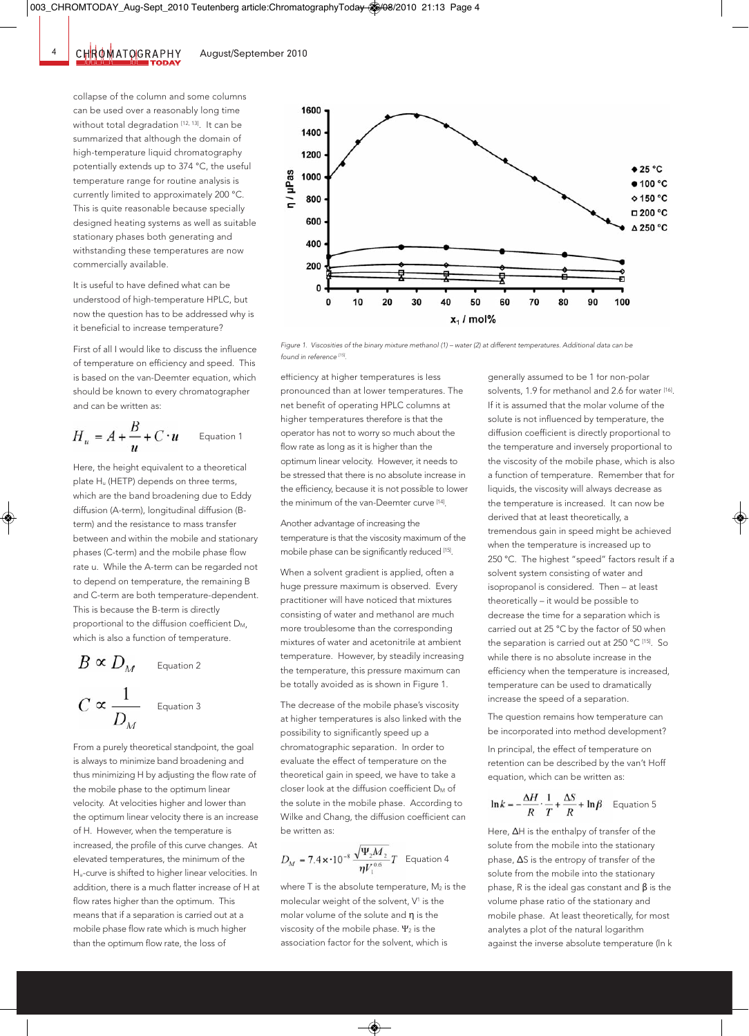collapse of the column and some columns can be used over a reasonably long time without total degradation [12, 13]. It can be summarized that although the domain of high-temperature liquid chromatography potentially extends up to 374 °C, the useful temperature range for routine analysis is currently limited to approximately 200 °C. This is quite reasonable because specially designed heating systems as well as suitable stationary phases both generating and withstanding these temperatures are now commercially available.

It is useful to have defined what can be understood of high-temperature HPLC, but now the question has to be addressed why is it beneficial to increase temperature?

First of all I would like to discuss the influence of temperature on efficiency and speed. This is based on the van-Deemter equation, which should be known to every chromatographer and can be written as:

$$H_u = A + \frac{B}{u} + C \cdot u \qquad \text{Equation 1}$$

Here, the height equivalent to a theoretical plate $H_u$ (HETP) depends on three terms, which are the band broadening due to Eddy diffusion (A-term), longitudinal diffusion (B-term) and the resistance to mass transfer between and within the mobile and stationary phases (C-term) and the mobile phase flow rate u. While the A-term can be regarded not to depend on temperature, the remaining B and C-term are both temperature-dependent. This is because the B-term is directly proportional to the diffusion coefficient $D_M$, which is also a function of temperature.

$$B \propto D_M \qquad \text{Equation 2}$$

$$C \propto \frac{1}{D_M} \qquad \text{Equation 3}$$

From a purely theoretical standpoint, the goal is always to minimize band broadening and thus minimizing H by adjusting the flow rate of the mobile phase to the optimum linear velocity. At velocities higher and lower than the optimum linear velocity there is an increase of H. However, when the temperature is increased, the profile of this curve changes. At elevated temperatures, the minimum of the $H_u$-curve is shifted to higher linear velocities. In addition, there is a much flatter increase of H at flow rates higher than the optimum. This means that if a separation is carried out at a mobile phase flow rate which is much higher than the optimum flow rate, the loss of efficiency at higher temperatures is less pronounced than at lower temperatures. The net benefit of operating HPLC columns at higher temperatures therefore is that the operator has not to worry so much about the flow rate as long as it is higher than the optimum linear velocity. However, it needs to be stressed that there is no absolute increase in the efficiency, because it is not possible to lower the minimum of the van-Deemter curve [14].

Another advantage of increasing the temperature is that the viscosity maximum of the mobile phase can be significantly reduced [15].

When a solvent gradient is applied, often a huge pressure maximum is observed. Every practitioner will have noticed that mixtures consisting of water and methanol are much more troublesome than the corresponding mixtures of water and acetonitrile at ambient temperature. However, by steadily increasing the temperature, this pressure maximum can be totally avoided as is shown in Figure 1.

Figure 1. Viscosities of the binary mixture methanol (1) – water (2) at different temperatures. Additional data can be found in reference [15].

The decrease of the mobile phase's viscosity at higher temperatures is also linked with the possibility to significantly speed up a chromatographic separation. In order to evaluate the effect of temperature on the theoretical gain in speed, we have to take a closer look at the diffusion coefficient $D_M$ of the solute in the mobile phase. According to Wilke and Chang, the diffusion coefficient can be written as:

$$D_M = 7.4 \times 10^{-8} \frac{\sqrt{\Psi_2 M_2}}{\eta V_1^{0.6}} T \qquad \text{Equation 4}$$

where T is the absolute temperature, $M_2$ is the molecular weight of the solvent, $V^1$ is the molar volume of the solute and η is the viscosity of the mobile phase. $\Psi_2$ is the association factor for the solvent, which is generally assumed to be 1 for non-polar solvents, 1.9 for methanol and 2.6 for water [16]. If it is assumed that the molar volume of the solute is not influenced by temperature, the diffusion coefficient is directly proportional to the temperature and inversely proportional to the viscosity of the mobile phase, which is also a function of temperature. Remember that for liquids, the viscosity will always decrease as the temperature is increased. It can now be derived that at least theoretically, a tremendous gain in speed might be achieved when the temperature is increased up to 250 °C. The highest "speed" factors result if a solvent system consisting of water and isopropanol is considered. Then – at least theoretically – it would be possible to decrease the time for a separation which is carried out at 25 °C by the factor of 50 when the separation is carried out at 250 °C [15]. So while there is no absolute increase in the efficiency when the temperature is increased, temperature can be used to dramatically increase the speed of a separation.

The question remains how temperature can be incorporated into method development?

In principal, the effect of temperature on retention can be described by the van't Hoff equation, which can be written as:

$$\ln k = -\frac{\Delta H}{R} \cdot \frac{1}{T} + \frac{\Delta S}{R} + \ln \beta \qquad \text{Equation 5}$$

Here, ΔH is the enthalpy of transfer of the solute from the mobile into the stationary phase, ΔS is the entropy of transfer of the solute from the mobile into the stationary phase, R is the ideal gas constant and β is the volume phase ratio of the stationary and mobile phase. At least theoretically, for most analytes a plot of the natural logarithm against the inverse absolute temperature (ln k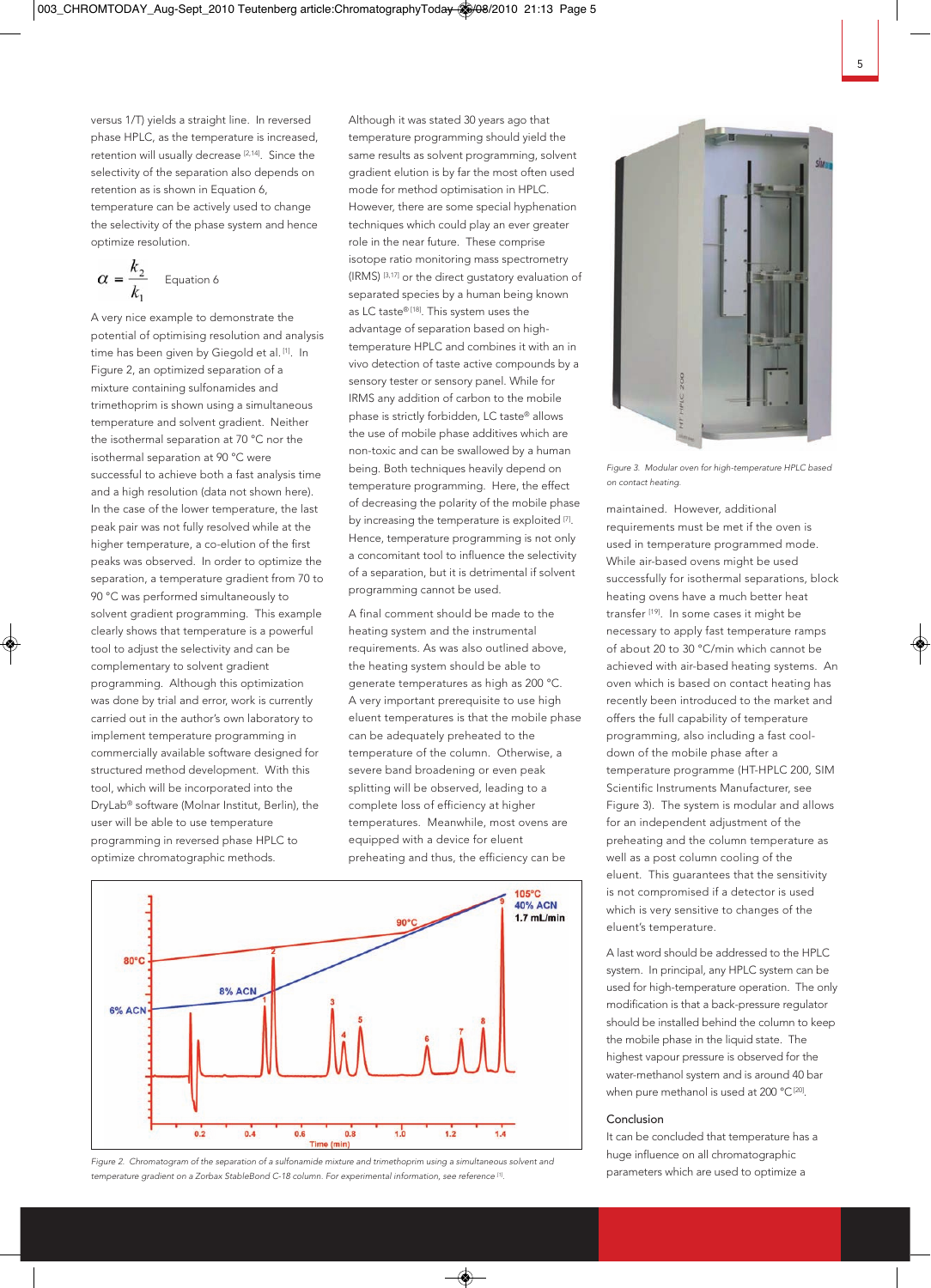versus 1/T) yields a straight line. In reversed phase HPLC, as the temperature is increased, retention will usually decrease [2,14]. Since the selectivity of the separation also depends on retention as is shown in Equation 6, temperature can be actively used to change the selectivity of the phase system and hence optimize resolution.

$$\alpha = \frac{k_2}{k_1} \quad \text{Equation 6}$$

A very nice example to demonstrate the potential of optimising resolution and analysis time has been given by Giegold et al. [1]. In Figure 2, an optimized separation of a mixture containing sulfonamides and trimethoprim is shown using a simultaneous temperature and solvent gradient. Neither the isothermal separation at 70 °C nor the isothermal separation at 90 °C were successful to achieve both a fast analysis time and a high resolution (data not shown here). In the case of the lower temperature, the last peak pair was not fully resolved while at the higher temperature, a co-elution of the first peaks was observed. In order to optimize the separation, a temperature gradient from 70 to 90 °C was performed simultaneously to solvent gradient programming. This example clearly shows that temperature is a powerful tool to adjust the selectivity and can be complementary to solvent gradient programming. Although this optimization was done by trial and error, work is currently carried out in the author's own laboratory to implement temperature programming in commercially available software designed for structured method development. With this tool, which will be incorporated into the DryLab® software (Molnar Institut, Berlin), the user will be able to use temperature programming in reversed phase HPLC to optimize chromatographic methods.

Although it was stated 30 years ago that temperature programming should yield the same results as solvent programming, solvent gradient elution is by far the most often used mode for method optimisation in HPLC. However, there are some special hyphenation techniques which could play an ever greater role in the near future. These comprise isotope ratio monitoring mass spectrometry (IRMS) [3,17] or the direct gustatory evaluation of separated species by a human being known as LC taste® [18]. This system uses the advantage of separation based on high-temperature HPLC and combines it with an in vivo detection of taste active compounds by a sensory tester or sensory panel. While for IRMS any addition of carbon to the mobile phase is strictly forbidden, LC taste® allows the use of mobile phase additives which are non-toxic and can be swallowed by a human being. Both techniques heavily depend on temperature programming. Here, the effect of decreasing the polarity of the mobile phase by increasing the temperature is exploited [7]. Hence, temperature programming is not only a concomitant tool to influence the selectivity of a separation, but it is detrimental if solvent programming cannot be used.

A final comment should be made to the heating system and the instrumental requirements. As was also outlined above, the heating system should be able to generate temperatures as high as 200 °C. A very important prerequisite to use high eluent temperatures is that the mobile phase can be adequately preheated to the temperature of the column. Otherwise, a severe band broadening or even peak splitting will be observed, leading to a complete loss of efficiency at higher temperatures. Meanwhile, most ovens are equipped with a device for eluent preheating and thus, the efficiency can be maintained. However, additional requirements must be met if the oven is used in temperature programmed mode. While air-based ovens might be used successfully for isothermal separations, block heating ovens have a much better heat transfer [19]. In some cases it might be necessary to apply fast temperature ramps of about 20 to 30 °C/min which cannot be achieved with air-based heating systems. An oven which is based on contact heating has recently been introduced to the market and offers the full capability of temperature programming, also including a fast cool-down of the mobile phase after a temperature programme (HT-HPLC 200, SIM Scientific Instruments Manufacturer, see Figure 3). The system is modular and allows for an independent adjustment of the preheating and the column temperature as well as a post column cooling of the eluent. This guarantees that the sensitivity is not compromised if a detector is used which is very sensitive to changes of the eluent's temperature.

*Figure 3. Modular oven for high-temperature HPLC based on contact heating.*

*Figure 2. Chromatogram of the separation of a sulfonamide mixture and trimethoprim using a simultaneous solvent and temperature gradient on a Zorbax StableBond C-18 column. For experimental information, see reference [1].*

A last word should be addressed to the HPLC system. In principal, any HPLC system can be used for high-temperature operation. The only modification is that a back-pressure regulator should be installed behind the column to keep the mobile phase in the liquid state. The highest vapour pressure is observed for the water-methanol system and is around 40 bar when pure methanol is used at 200 °C [20].

## Conclusion

It can be concluded that temperature has a huge influence on all chromatographic parameters which are used to optimize a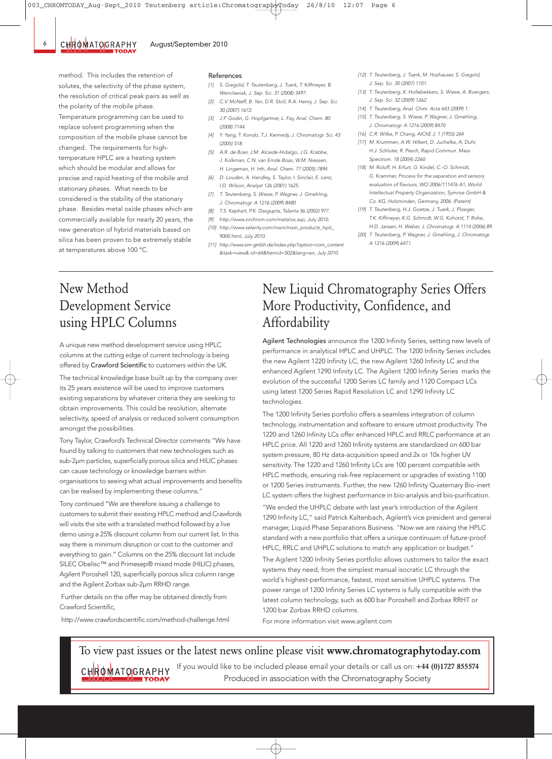method. This includes the retention of solutes, the selectivity of the phase system, the resolution of critical peak pairs as well as the polarity of the mobile phase.

Temperature programming can be used to replace solvent programming when the composition of the mobile phase cannot be changed. The requirements for high-temperature HPLC are a heating system which should be modular and allows for precise and rapid heating of the mobile and stationary phases. What needs to be considered is the stability of the stationary phase. Besides metal oxide phases which are commercially available for nearly 20 years, the new generation of hybrid materials based on silica has been proven to be extremely stable at temperatures above 100 °C.

## References

*[1] S. Giegold, T. Teutenberg, J. Tuerk, T. Kiffmeyer, B. Wenclawiak, J. Sep. Sci. 31 (2008) 3497.*

*[2] C.V. McNeff, B. Yan, D.R. Stoll, R.A. Henry, J. Sep. Sci. 30 (2007) 1672.*

*[3] J.P. Godin, G. Hopfgartner, L. Fay, Anal. Chem. 80 (2008) 7144.*

*[4] Y. Yang, T. Kondo, T.J. Kennedy, J. Chromatogr. Sci. 43 (2005) 518.*

*[5] A.R. de Boer, J.M. Alcaide-Hidalgo, J.G. Krabbe, J. Kolkman, C.N. van Emde Boas, W.M. Niessen, H. Lingeman, H. Irth, Anal. Chem. 77 (2005) 7894.*

*[6] D. Louden, A. Handley, S. Taylor, I. Sinclair, E. Lenz, I.D. Wilson, Analyst 126 (2001) 1625.*

*[7] T. Teutenberg, S. Wiese, P. Wagner, J. Gmehling, J. Chromatogr. A 1216 (2009) 8480.*

*[8] T.S. Kephart, P.K. Dasgupta, Talanta 56 (2002) 977.*

*[9] http://www.zirchrom.com/metalox.asp, July 2010.*

*[10] http://www.selerity.com/main/main_products_hplc_9000.html, July 2010.*

*[11] http://www.sim-gmbh.de/index.php?option=com_content&task=view& id=64&Itemid=50&lang=en, July 2010.*

*[12] T. Teutenberg, J. Tuerk, M. Hozhauser, S. Giegold, J. Sep. Sci. 30 (2007) 1101.*

*[13] T. Teutenberg, K. Hollebekkers, S. Wiese, A. Boergers, J. Sep. Sci. 32 (2009) 1262.*

*[14] T. Teutenberg, Anal. Chim. Acta 643 (2009) 1.*

*[15] T. Teutenberg, S. Wiese, P. Wagner, J. Gmehling, J. Chromatogr. A 1216 (2009) 8470.*

*[16] C.R. Wilke, P. Chang, AIChE J. 1 (1955) 264.*

*[17] M. Krummen, A.W. Hilkert, D. Juchelka, A. Duhr, H.J. Schluter, R. Pesch, Rapid Commun. Mass Spectrom. 18 (2004) 2260.*

*[18] M. Roloff, H. Erfurt, G. Kindel, C.-O. Schmidt, G. Krammer, Process for the separation and sensory evaluation of flavours, WO 2006/111476 A1, World Intellectual Property Organization, Symrise GmbH & Co. KG, Holzminden, Germany, 2006. (Patent)*

*[19] T. Teutenberg, H.J. Goetze, J. Tuerk, J. Ploeger, T.K. Kiffmeyer, K.G. Schmidt, W.G. Kohorst, T. Rohe, H.D. Jansen, H. Weber, J. Chromatogr. A 1114 (2006) 89.*

*[20] T. Teutenberg, P. Wagner, J. Gmehling, J. Chromatogr. A 1216 (2009) 6471.*

# New Method Development Service using HPLC Columns

A unique new method development service using HPLC columns at the cutting edge of current technology is being offered by **Crawford Scientific** to customers within the UK.

The technical knowledge base built up by the company over its 25 years existence will be used to improve customers existing separations by whatever criteria they are seeking to obtain improvements. This could be resolution, alternate selectivity, speed of analysis or reduced solvent consumption amongst the possibilities.

Tony Taylor, Crawford's Technical Director comments "We have found by talking to customers that new technologies such as sub-2μm particles, superficially porous silica and HILIC phases can cause technology or knowledge barriers within organisations to seeing what actual improvements and benefits can be realised by implementing these columns."

Tony continued "We are therefore issuing a challenge to customers to submit their existing HPLC method and Crawfords will visits the site with a translated method followed by a live demo using a 25% discount column from our current list. In this way there is minimum disruption or cost to the customer and everything to gain." Columns on the 25% discount list include SILEC Obelisc™ and Primesep® mixed mode (HILIC) phases, Agilent Poroshell 120, superficially porous silica column range and the Agilent Zorbax sub-2μm RRHD range.

Further details on the offer may be obtained directly from Crawford Scientific,

http://www.crawfordscientific.com/method-challenge.html

# New Liquid Chromatography Series Offers More Productivity, Confidence, and Affordability

**Agilent Technologies** announce the 1200 Infinity Series, setting new levels of performance in analytical HPLC and UHPLC. The 1200 Infinity Series includes the new Agilent 1220 Infinity LC, the new Agilent 1260 Infinity LC and the enhanced Agilent 1290 Infinity LC. The Agilent 1200 Infinity Series marks the evolution of the successful 1200 Series LC family and 1120 Compact LCs using latest 1200 Series Rapid Resolution LC and 1290 Infinity LC technologies.

The 1200 Infinity Series portfolio offers a seamless integration of column technology, instrumentation and software to ensure utmost productivity. The 1220 and 1260 Infinity LCs offer enhanced HPLC and RRLC performance at an HPLC price. All 1220 and 1260 Infinity systems are standardized on 600 bar system pressure, 80 Hz data-acquisition speed and 2x or 10x higher UV sensitivity. The 1220 and 1260 Infinity LCs are 100 percent compatible with HPLC methods, ensuring risk-free replacement or upgrades of existing 1100 or 1200 Series instruments. Further, the new 1260 Infinity Quaternary Bio-inert LC system offers the highest performance in bio-analysis and bio-purification.

"We ended the UHPLC debate with last year's introduction of the Agilent 1290 Infinity LC," said Patrick Kaltenbach, Agilent's vice president and general manager, Liquid Phase Separations Business. "Now we are raising the HPLC standard with a new portfolio that offers a unique continuum of future-proof HPLC, RRLC and UHPLC solutions to match any application or budget."

The Agilent 1200 Infinity Series portfolio allows customers to tailor the exact systems they need, from the simplest manual isocratic LC through the world's highest-performance, fastest, most sensitive UHPLC systems. The power range of 1200 Infinity Series LC systems is fully compatible with the latest column technology, such as 600 bar Poroshell and Zorbax RRHT or 1200 bar Zorbax RRHD columns.

For more information visit www.agilent.com

To view past issues or the latest news online please visit **www.chromatographytoday.com**

If you would like to be included please email your details or call us on: **+44 (0)1727 855574**

Produced in association with the Chromatography Society